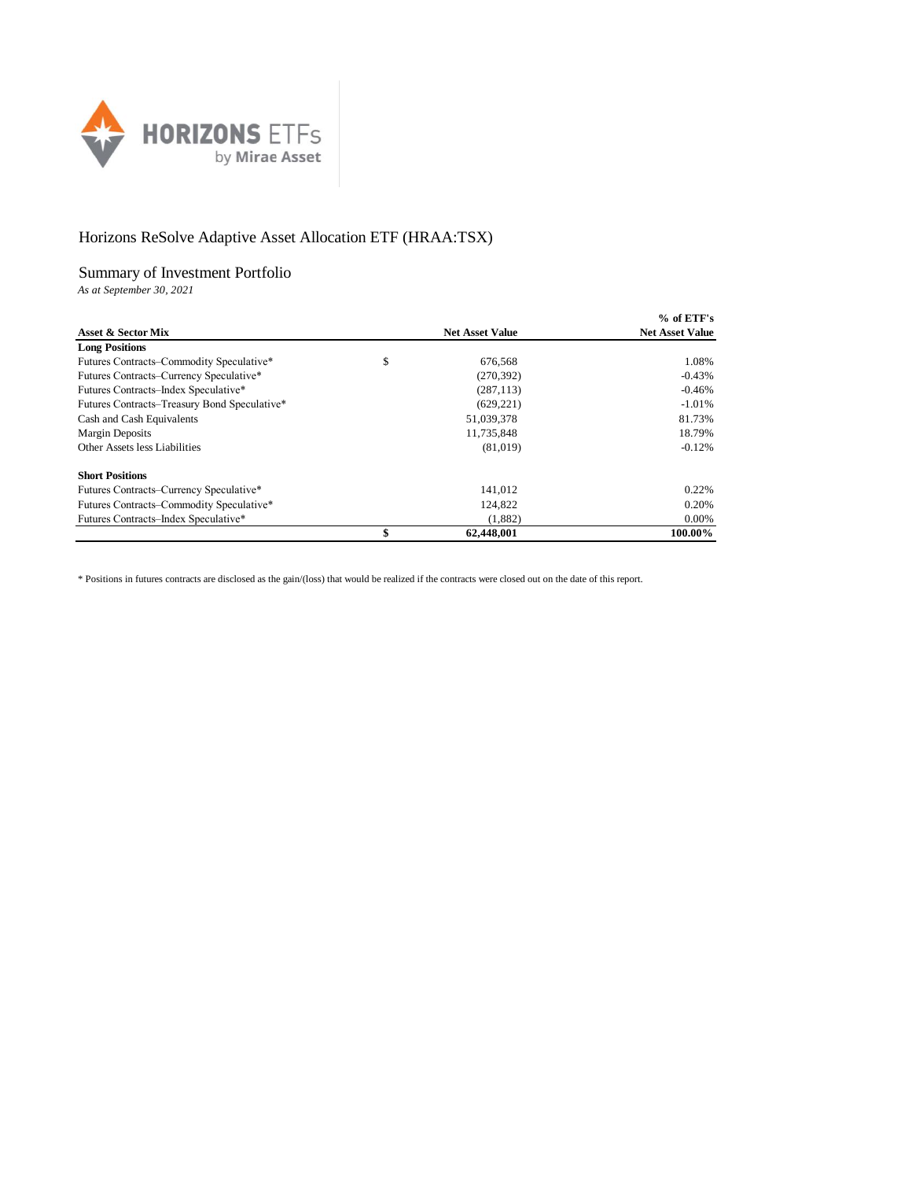# Horizons ReSolve Adaptive Asset Allocation ETF (HRAA:TSX)

## Summary of Investment Portfolio

*As at September 30, 2021*

| Asset & Sector Mix | | Net Asset Value | % of ETF's Net Asset Value |
|---|---|---|---|
| **Long Positions** | | | |
| Futures Contracts–Commodity Speculative* | $ | 676,568 | 1.08% |
| Futures Contracts–Currency Speculative* | | (270,392) | -0.43% |
| Futures Contracts–Index Speculative* | | (287,113) | -0.46% |
| Futures Contracts–Treasury Bond Speculative* | | (629,221) | -1.01% |
| Cash and Cash Equivalents | | 51,039,378 | 81.73% |
| Margin Deposits | | 11,735,848 | 18.79% |
| Other Assets less Liabilities | | (81,019) | -0.12% |
| **Short Positions** | | | |
| Futures Contracts–Currency Speculative* | | 141,012 | 0.22% |
| Futures Contracts–Commodity Speculative* | | 124,822 | 0.20% |
| Futures Contracts–Index Speculative* | | (1,882) | 0.00% |
| | **$** | **62,448,001** | **100.00%** |

* Positions in futures contracts are disclosed as the gain/(loss) that would be realized if the contracts were closed out on the date of this report.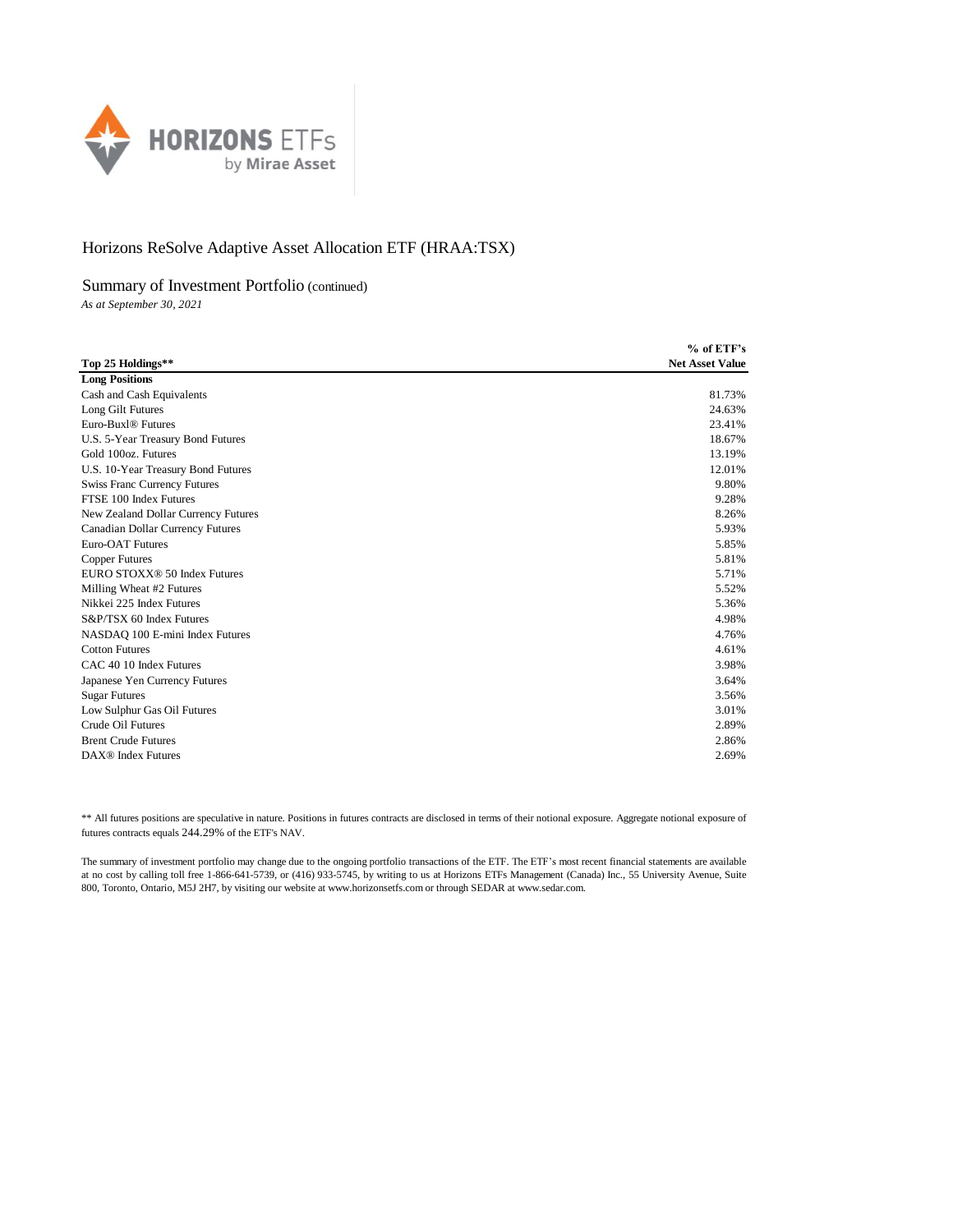# Horizons ReSolve Adaptive Asset Allocation ETF (HRAA:TSX)

## Summary of Investment Portfolio (continued)

*As at September 30, 2021*

| Top 25 Holdings** | % of ETF's Net Asset Value |
|---|---|
| **Long Positions** | |
| Cash and Cash Equivalents | 81.73% |
| Long Gilt Futures | 24.63% |
| Euro-Buxl® Futures | 23.41% |
| U.S. 5-Year Treasury Bond Futures | 18.67% |
| Gold 100oz. Futures | 13.19% |
| U.S. 10-Year Treasury Bond Futures | 12.01% |
| Swiss Franc Currency Futures | 9.80% |
| FTSE 100 Index Futures | 9.28% |
| New Zealand Dollar Currency Futures | 8.26% |
| Canadian Dollar Currency Futures | 5.93% |
| Euro-OAT Futures | 5.85% |
| Copper Futures | 5.81% |
| EURO STOXX® 50 Index Futures | 5.71% |
| Milling Wheat #2 Futures | 5.52% |
| Nikkei 225 Index Futures | 5.36% |
| S&P/TSX 60 Index Futures | 4.98% |
| NASDAQ 100 E-mini Index Futures | 4.76% |
| Cotton Futures | 4.61% |
| CAC 40 10 Index Futures | 3.98% |
| Japanese Yen Currency Futures | 3.64% |
| Sugar Futures | 3.56% |
| Low Sulphur Gas Oil Futures | 3.01% |
| Crude Oil Futures | 2.89% |
| Brent Crude Futures | 2.86% |
| DAX® Index Futures | 2.69% |

** All futures positions are speculative in nature. Positions in futures contracts are disclosed in terms of their notional exposure. Aggregate notional exposure of futures contracts equals 244.29% of the ETF's NAV.

The summary of investment portfolio may change due to the ongoing portfolio transactions of the ETF. The ETF's most recent financial statements are available at no cost by calling toll free 1-866-641-5739, or (416) 933-5745, by writing to us at Horizons ETFs Management (Canada) Inc., 55 University Avenue, Suite 800, Toronto, Ontario, M5J 2H7, by visiting our website at www.horizonsetfs.com or through SEDAR at www.sedar.com.